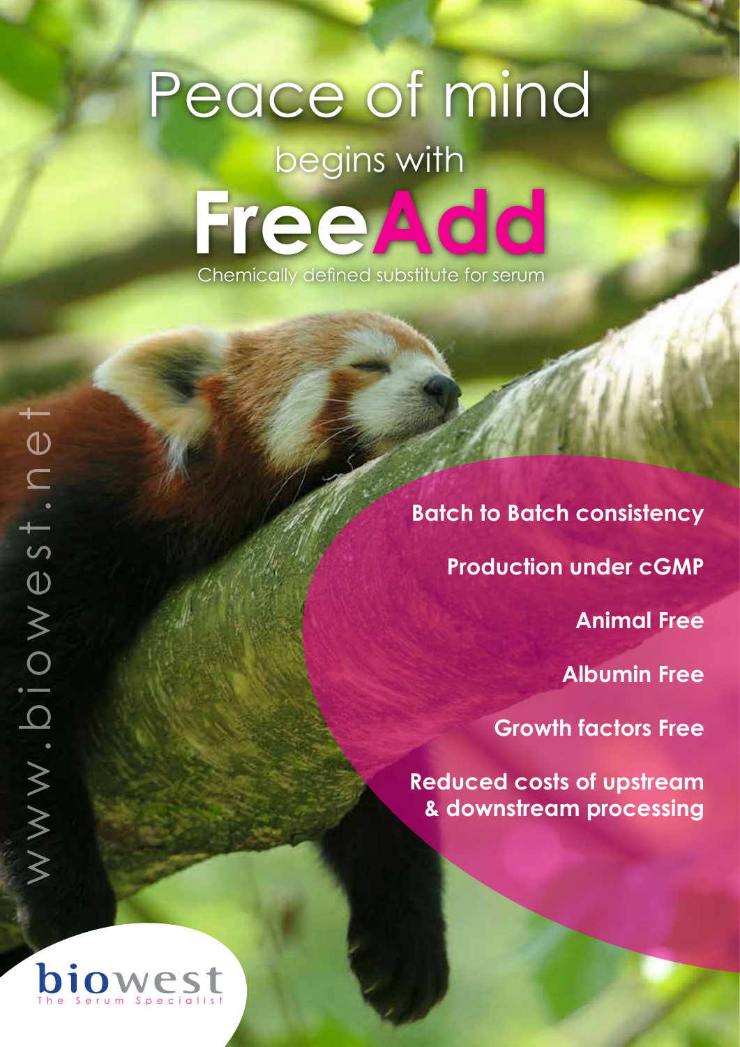# Peace of mind

## begins with

# FreeAdd

Chemically defined substitute for serum

**Batch to Batch consistency**

**Production under cGMP**

**Animal Free**

**Albumin Free**

**Growth factors Free**

**Reduced costs of upstream & downstream processing**

www.biowest.net

biowest
The Serum Specialist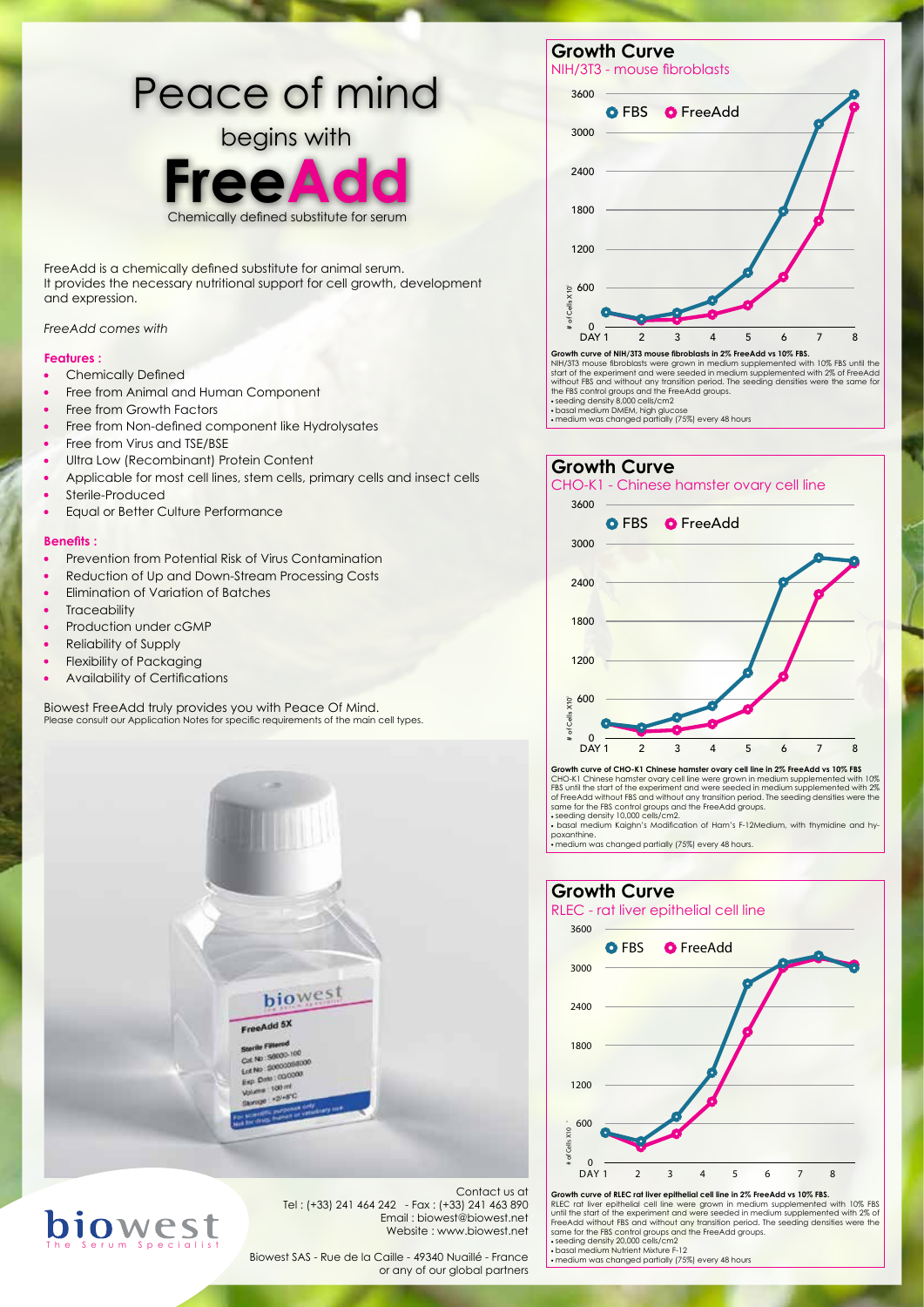# Peace of mind

## begins with

# FreeAdd

Chemically defined substitute for serum

FreeAdd is a chemically defined substitute for animal serum.
It provides the necessary nutritional support for cell growth, development and expression.

*FreeAdd comes with*

**Features :**

- Chemically Defined
- Free from Animal and Human Component
- Free from Growth Factors
- Free from Non-defined component like Hydrolysates
- Free from Virus and TSE/BSE
- Ultra Low (Recombinant) Protein Content
- Applicable for most cell lines, stem cells, primary cells and insect cells
- Sterile-Produced
- Equal or Better Culture Performance

**Benefits :**

- Prevention from Potential Risk of Virus Contamination
- Reduction of Up and Down-Stream Processing Costs
- Elimination of Variation of Batches
- Traceability
- Production under cGMP
- Reliability of Supply
- Flexibility of Packaging
- Availability of Certifications

Biowest FreeAdd truly provides you with Peace Of Mind.
Please consult our Application Notes for specific requirements of the main cell types.

biowest
The Serum Specialist

Contact us at
Tel : (+33) 241 464 242 - Fax : (+33) 241 463 890
Email : biowest@biowest.net
Website : www.biowest.net

Biowest SAS - Rue de la Caille - 49340 Nuaillé - France
or any of our global partners

## Growth Curve

NIH/3T3 - mouse fibroblasts

FBS FreeAdd

# of Cells X10³

0 600 1200 1800 2400 3000 3600

DAY 1 2 3 4 5 6 7 8

**Growth curve of NIH/3T3 mouse fibroblasts in 2% FreeAdd vs 10% FBS.**
NIH/3T3 mouse fibroblasts were grown in medium supplemented with 10% FBS until the start of the experiment and were seeded in medium supplemented with 2% of FreeAdd without FBS and without any transition period. The seeding densities were the same for the FBS control groups and the FreeAdd groups.
- seeding density 8,000 cells/cm2
- basal medium DMEM, high glucose
- medium was changed partially (75%) every 48 hours

## Growth Curve

CHO-K1 - Chinese hamster ovary cell line

FBS FreeAdd

# of Cells X10³

0 600 1200 1800 2400 3000 3600

DAY 1 2 3 4 5 6 7 8

**Growth curve of CHO-K1 Chinese hamster ovary cell line in 2% FreeAdd vs 10% FBS**
CHO-K1 Chinese hamster ovary cell line were grown in medium supplemented with 10% FBS until the start of the experiment and were seeded in medium supplemented with 2% of FreeAdd without FBS and without any transition period. The seeding densities were the same for the FBS control groups and the FreeAdd groups.
- seeding density 10,000 cells/cm2.
- basal medium Kaighn's Modification of Ham's F-12Medium, with thymidine and hypoxanthine.
- medium was changed partially (75%) every 48 hours.

## Growth Curve

RLEC - rat liver epithelial cell line

FBS FreeAdd

# of Cells X10³

0 600 1200 1800 2400 3000 3600

DAY 1 2 3 4 5 6 7 8

**Growth curve of RLEC rat liver epithelial cell line in 2% FreeAdd vs 10% FBS.**
RLEC rat liver epithelial cell line were grown in medium supplemented with 10% FBS until the start of the experiment and were seeded in medium supplemented with 2% of FreeAdd without FBS and without any transition period. The seeding densities were the same for the FBS control groups and the FreeAdd groups.
- seeding density 20,000 cells/cm2
- basal medium Nutrient Mixture F-12
- medium was changed partially (75%) every 48 hours